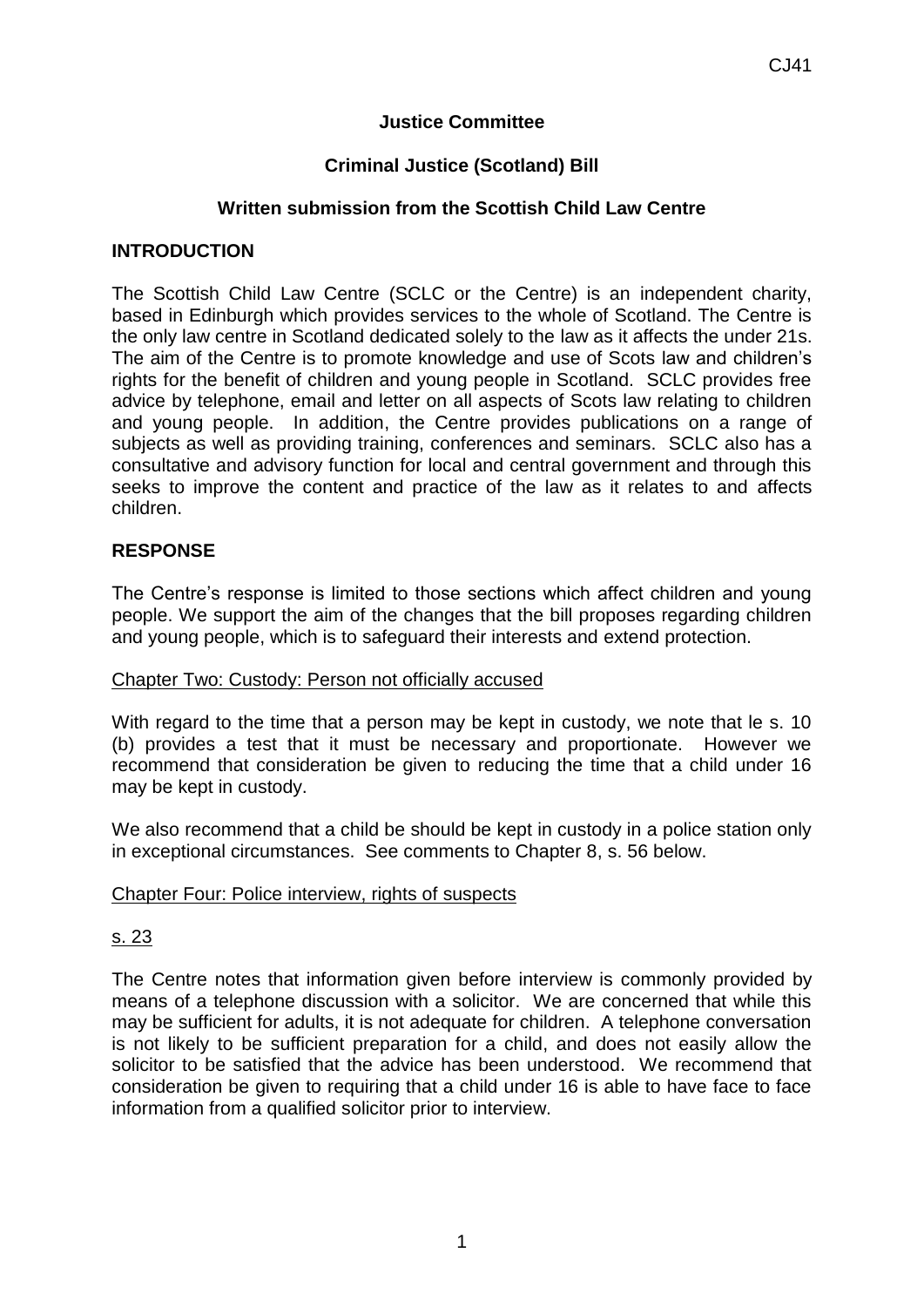CJ41

**Justice Committee**

**Criminal Justice (Scotland) Bill**

**Written submission from the Scottish Child Law Centre**

## INTRODUCTION

The Scottish Child Law Centre (SCLC or the Centre) is an independent charity, based in Edinburgh which provides services to the whole of Scotland. The Centre is the only law centre in Scotland dedicated solely to the law as it affects the under 21s. The aim of the Centre is to promote knowledge and use of Scots law and children's rights for the benefit of children and young people in Scotland. SCLC provides free advice by telephone, email and letter on all aspects of Scots law relating to children and young people. In addition, the Centre provides publications on a range of subjects as well as providing training, conferences and seminars. SCLC also has a consultative and advisory function for local and central government and through this seeks to improve the content and practice of the law as it relates to and affects children.

## RESPONSE

The Centre's response is limited to those sections which affect children and young people. We support the aim of the changes that the bill proposes regarding children and young people, which is to safeguard their interests and extend protection.

Chapter Two: Custody: Person not officially accused

With regard to the time that a person may be kept in custody, we note that le s. 10 (b) provides a test that it must be necessary and proportionate. However we recommend that consideration be given to reducing the time that a child under 16 may be kept in custody.

We also recommend that a child be should be kept in custody in a police station only in exceptional circumstances. See comments to Chapter 8, s. 56 below.

Chapter Four: Police interview, rights of suspects

s. 23

The Centre notes that information given before interview is commonly provided by means of a telephone discussion with a solicitor. We are concerned that while this may be sufficient for adults, it is not adequate for children. A telephone conversation is not likely to be sufficient preparation for a child, and does not easily allow the solicitor to be satisfied that the advice has been understood. We recommend that consideration be given to requiring that a child under 16 is able to have face to face information from a qualified solicitor prior to interview.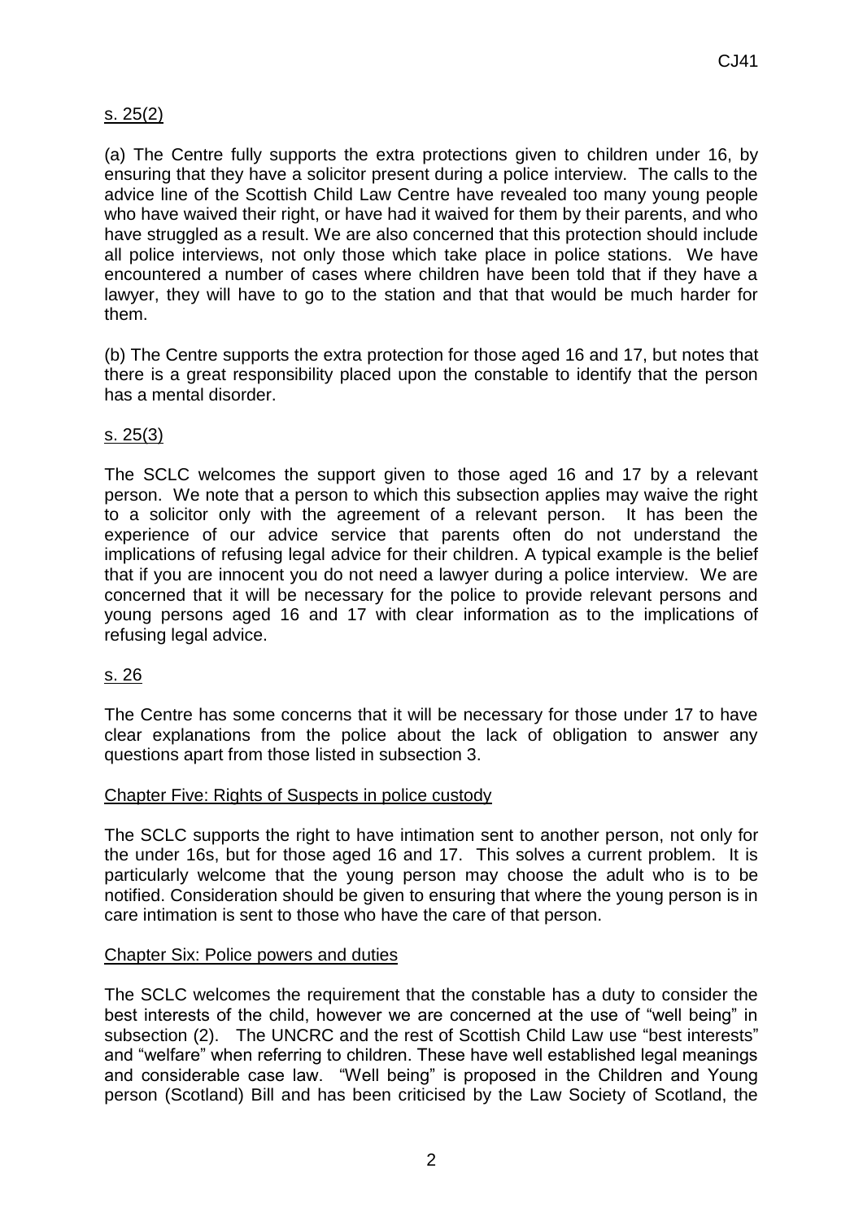s. 25(2)

(a) The Centre fully supports the extra protections given to children under 16, by ensuring that they have a solicitor present during a police interview. The calls to the advice line of the Scottish Child Law Centre have revealed too many young people who have waived their right, or have had it waived for them by their parents, and who have struggled as a result. We are also concerned that this protection should include all police interviews, not only those which take place in police stations. We have encountered a number of cases where children have been told that if they have a lawyer, they will have to go to the station and that that would be much harder for them.

(b) The Centre supports the extra protection for those aged 16 and 17, but notes that there is a great responsibility placed upon the constable to identify that the person has a mental disorder.

s. 25(3)

The SCLC welcomes the support given to those aged 16 and 17 by a relevant person. We note that a person to which this subsection applies may waive the right to a solicitor only with the agreement of a relevant person. It has been the experience of our advice service that parents often do not understand the implications of refusing legal advice for their children. A typical example is the belief that if you are innocent you do not need a lawyer during a police interview. We are concerned that it will be necessary for the police to provide relevant persons and young persons aged 16 and 17 with clear information as to the implications of refusing legal advice.

s. 26

The Centre has some concerns that it will be necessary for those under 17 to have clear explanations from the police about the lack of obligation to answer any questions apart from those listed in subsection 3.

Chapter Five: Rights of Suspects in police custody

The SCLC supports the right to have intimation sent to another person, not only for the under 16s, but for those aged 16 and 17. This solves a current problem. It is particularly welcome that the young person may choose the adult who is to be notified. Consideration should be given to ensuring that where the young person is in care intimation is sent to those who have the care of that person.

Chapter Six: Police powers and duties

The SCLC welcomes the requirement that the constable has a duty to consider the best interests of the child, however we are concerned at the use of "well being" in subsection (2). The UNCRC and the rest of Scottish Child Law use "best interests" and "welfare" when referring to children. These have well established legal meanings and considerable case law. "Well being" is proposed in the Children and Young person (Scotland) Bill and has been criticised by the Law Society of Scotland, the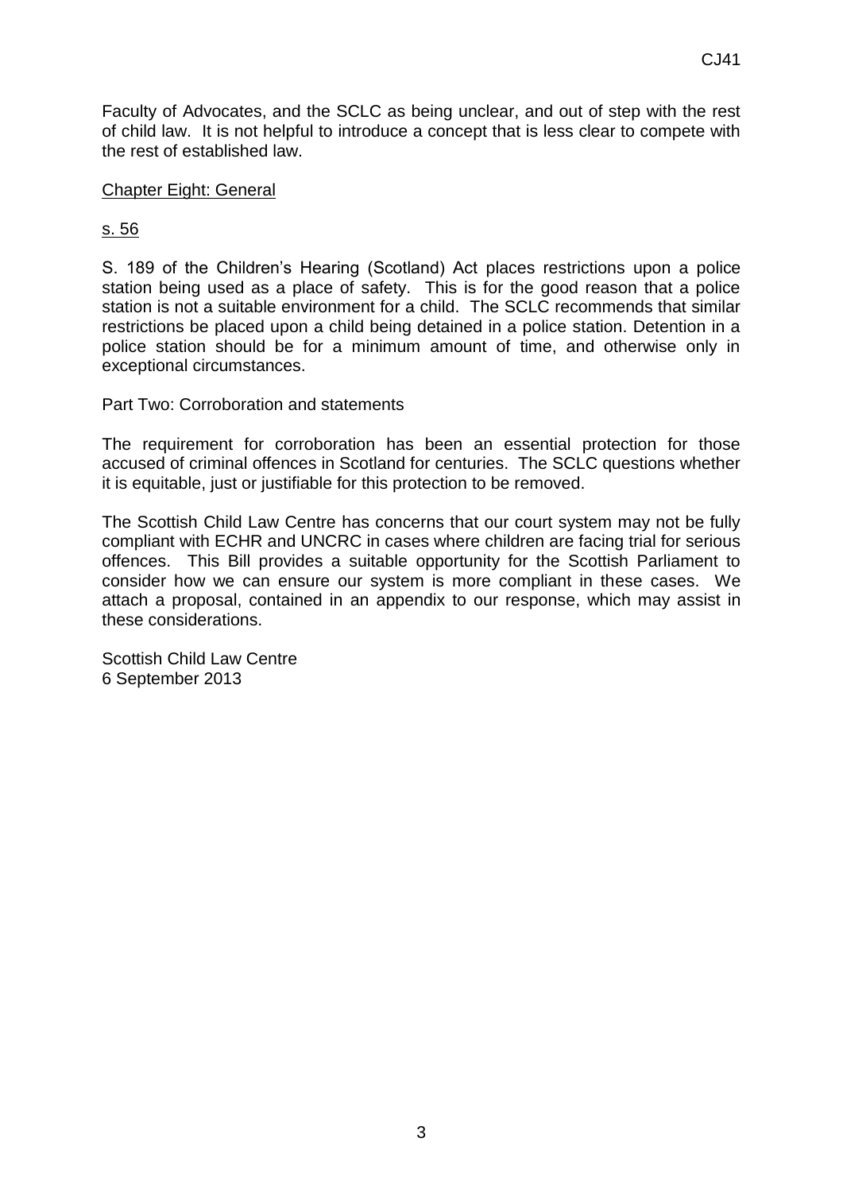Faculty of Advocates, and the SCLC as being unclear, and out of step with the rest of child law. It is not helpful to introduce a concept that is less clear to compete with the rest of established law.

<u>Chapter Eight: General</u>

<u>s. 56</u>

S. 189 of the Children's Hearing (Scotland) Act places restrictions upon a police station being used as a place of safety. This is for the good reason that a police station is not a suitable environment for a child. The SCLC recommends that similar restrictions be placed upon a child being detained in a police station. Detention in a police station should be for a minimum amount of time, and otherwise only in exceptional circumstances.

Part Two: Corroboration and statements

The requirement for corroboration has been an essential protection for those accused of criminal offences in Scotland for centuries. The SCLC questions whether it is equitable, just or justifiable for this protection to be removed.

The Scottish Child Law Centre has concerns that our court system may not be fully compliant with ECHR and UNCRC in cases where children are facing trial for serious offences. This Bill provides a suitable opportunity for the Scottish Parliament to consider how we can ensure our system is more compliant in these cases. We attach a proposal, contained in an appendix to our response, which may assist in these considerations.

Scottish Child Law Centre
6 September 2013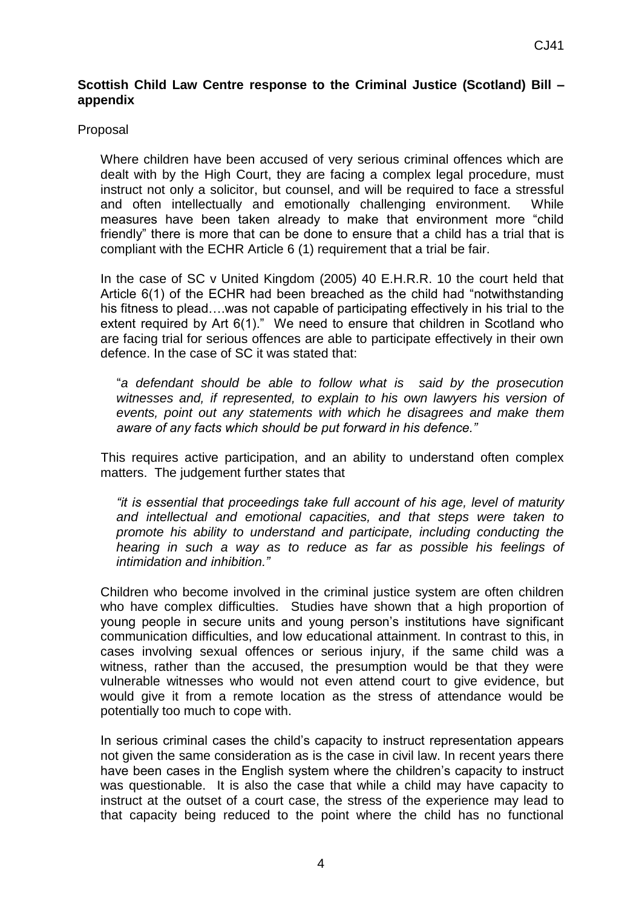**Scottish Child Law Centre response to the Criminal Justice (Scotland) Bill – appendix**

Proposal

Where children have been accused of very serious criminal offences which are dealt with by the High Court, they are facing a complex legal procedure, must instruct not only a solicitor, but counsel, and will be required to face a stressful and often intellectually and emotionally challenging environment. While measures have been taken already to make that environment more "child friendly" there is more that can be done to ensure that a child has a trial that is compliant with the ECHR Article 6 (1) requirement that a trial be fair.

In the case of SC v United Kingdom (2005) 40 E.H.R.R. 10 the court held that Article 6(1) of the ECHR had been breached as the child had "notwithstanding his fitness to plead….was not capable of participating effectively in his trial to the extent required by Art 6(1)." We need to ensure that children in Scotland who are facing trial for serious offences are able to participate effectively in their own defence. In the case of SC it was stated that:

> "*a defendant should be able to follow what is said by the prosecution witnesses and, if represented, to explain to his own lawyers his version of events, point out any statements with which he disagrees and make them aware of any facts which should be put forward in his defence."*

This requires active participation, and an ability to understand often complex matters. The judgement further states that

> *"it is essential that proceedings take full account of his age, level of maturity and intellectual and emotional capacities, and that steps were taken to promote his ability to understand and participate, including conducting the hearing in such a way as to reduce as far as possible his feelings of intimidation and inhibition."*

Children who become involved in the criminal justice system are often children who have complex difficulties. Studies have shown that a high proportion of young people in secure units and young person's institutions have significant communication difficulties, and low educational attainment. In contrast to this, in cases involving sexual offences or serious injury, if the same child was a witness, rather than the accused, the presumption would be that they were vulnerable witnesses who would not even attend court to give evidence, but would give it from a remote location as the stress of attendance would be potentially too much to cope with.

In serious criminal cases the child's capacity to instruct representation appears not given the same consideration as is the case in civil law. In recent years there have been cases in the English system where the children's capacity to instruct was questionable. It is also the case that while a child may have capacity to instruct at the outset of a court case, the stress of the experience may lead to that capacity being reduced to the point where the child has no functional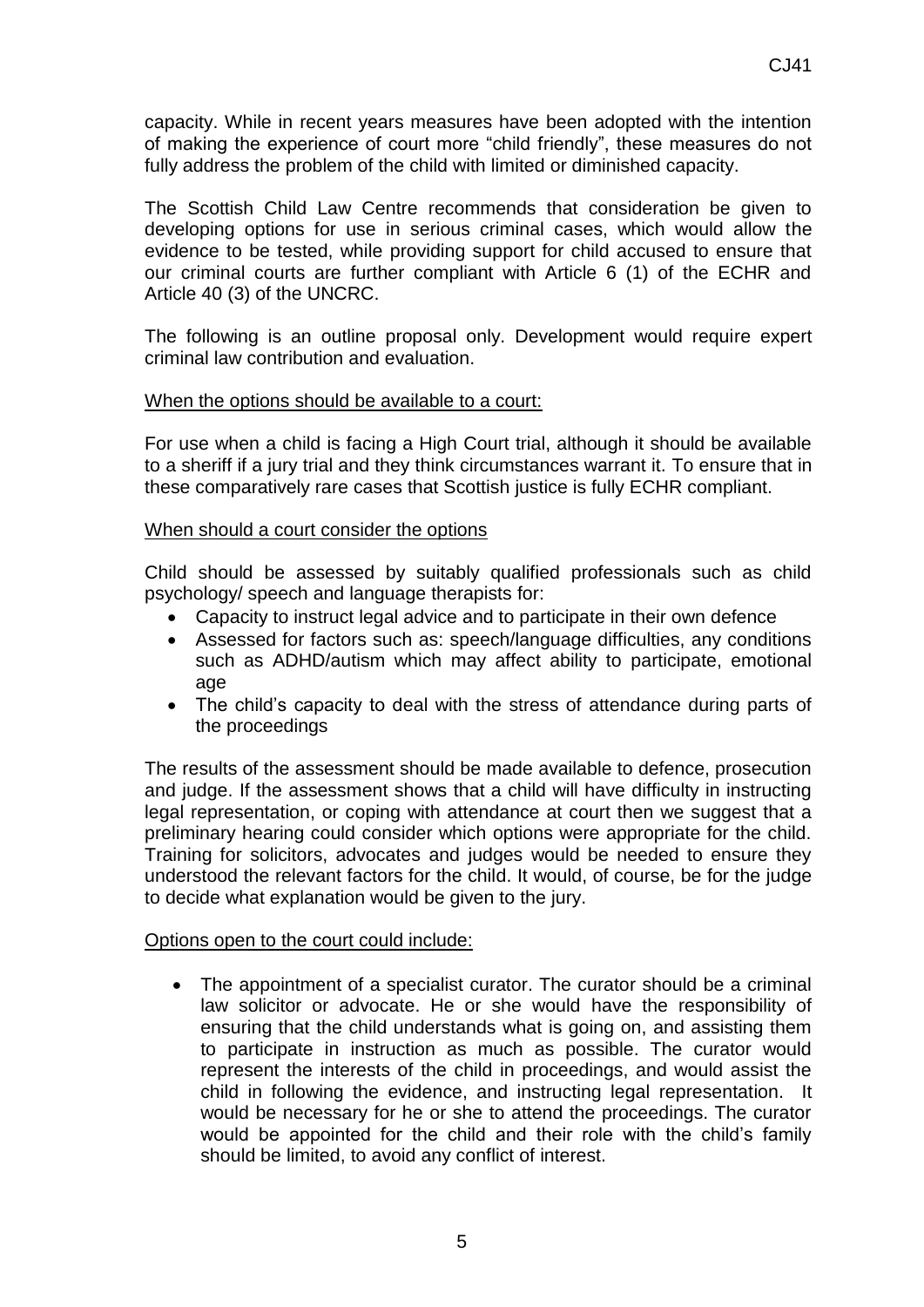capacity. While in recent years measures have been adopted with the intention of making the experience of court more "child friendly", these measures do not fully address the problem of the child with limited or diminished capacity.

The Scottish Child Law Centre recommends that consideration be given to developing options for use in serious criminal cases, which would allow the evidence to be tested, while providing support for child accused to ensure that our criminal courts are further compliant with Article 6 (1) of the ECHR and Article 40 (3) of the UNCRC.

The following is an outline proposal only. Development would require expert criminal law contribution and evaluation.

When the options should be available to a court:

For use when a child is facing a High Court trial, although it should be available to a sheriff if a jury trial and they think circumstances warrant it. To ensure that in these comparatively rare cases that Scottish justice is fully ECHR compliant.

When should a court consider the options

Child should be assessed by suitably qualified professionals such as child psychology/ speech and language therapists for:

- Capacity to instruct legal advice and to participate in their own defence
- Assessed for factors such as: speech/language difficulties, any conditions such as ADHD/autism which may affect ability to participate, emotional age
- The child's capacity to deal with the stress of attendance during parts of the proceedings

The results of the assessment should be made available to defence, prosecution and judge. If the assessment shows that a child will have difficulty in instructing legal representation, or coping with attendance at court then we suggest that a preliminary hearing could consider which options were appropriate for the child. Training for solicitors, advocates and judges would be needed to ensure they understood the relevant factors for the child. It would, of course, be for the judge to decide what explanation would be given to the jury.

Options open to the court could include:

- The appointment of a specialist curator. The curator should be a criminal law solicitor or advocate. He or she would have the responsibility of ensuring that the child understands what is going on, and assisting them to participate in instruction as much as possible. The curator would represent the interests of the child in proceedings, and would assist the child in following the evidence, and instructing legal representation. It would be necessary for he or she to attend the proceedings. The curator would be appointed for the child and their role with the child's family should be limited, to avoid any conflict of interest.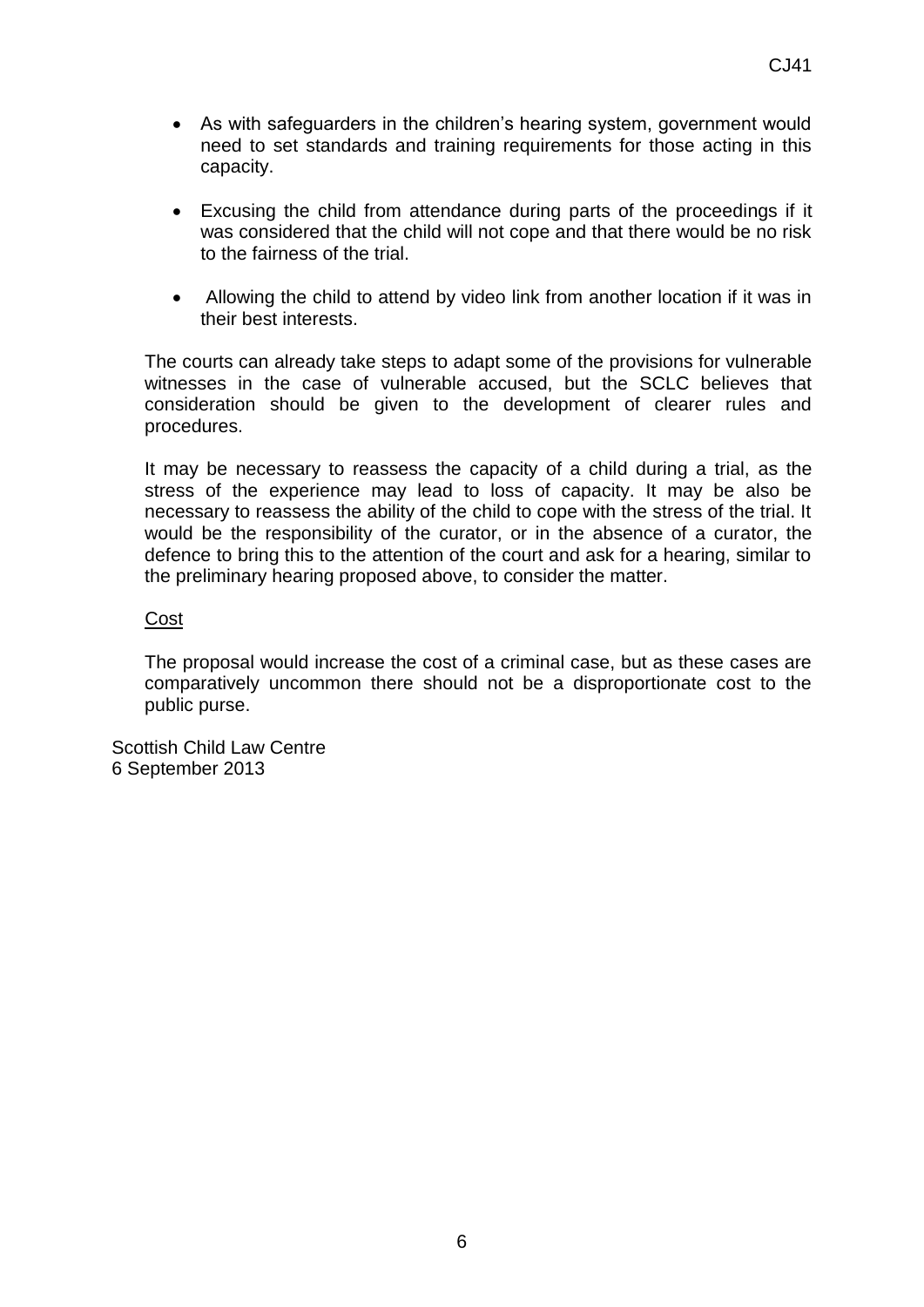- As with safeguarders in the children's hearing system, government would need to set standards and training requirements for those acting in this capacity.

- Excusing the child from attendance during parts of the proceedings if it was considered that the child will not cope and that there would be no risk to the fairness of the trial.

- Allowing the child to attend by video link from another location if it was in their best interests.

The courts can already take steps to adapt some of the provisions for vulnerable witnesses in the case of vulnerable accused, but the SCLC believes that consideration should be given to the development of clearer rules and procedures.

It may be necessary to reassess the capacity of a child during a trial, as the stress of the experience may lead to loss of capacity. It may be also be necessary to reassess the ability of the child to cope with the stress of the trial. It would be the responsibility of the curator, or in the absence of a curator, the defence to bring this to the attention of the court and ask for a hearing, similar to the preliminary hearing proposed above, to consider the matter.

<u>Cost</u>

The proposal would increase the cost of a criminal case, but as these cases are comparatively uncommon there should not be a disproportionate cost to the public purse.

Scottish Child Law Centre
6 September 2013